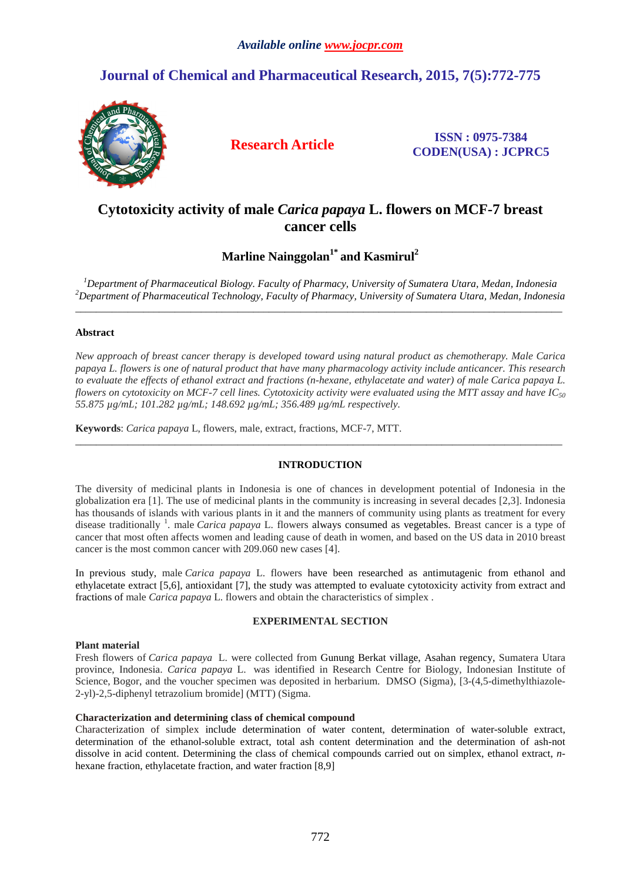# Cytotoxicity activity of male *Carica papaya* L. flowers on MCF-7 breast cancer cells

**Marline Nainggolan[1]* and Kasmirul[2]**

[1]*Department of Pharmaceutical Biology. Faculty of Pharmacy, University of Sumatera Utara, Medan, Indonesia*
[2]*Department of Pharmaceutical Technology, Faculty of Pharmacy, University of Sumatera Utara, Medan, Indonesia*

---

## Abstract

*New approach of breast cancer therapy is developed toward using natural product as chemotherapy. Male Carica papaya L. flowers is one of natural product that have many pharmacology activity include anticancer. This research to evaluate the effects of ethanol extract and fractions (n-hexane, ethylacetate and water) of male Carica papaya L. flowers on cytotoxicity on MCF-7 cell lines. Cytotoxicity activity were evaluated using the MTT assay and have $IC_{50}$ 55.875 µg/mL; 101.282 µg/mL; 148.692 µg/mL; 356.489 µg/mL respectively.*

**Keywords**: *Carica papaya* L, flowers, male, extract, fractions, MCF-7, MTT.

---

## INTRODUCTION

The diversity of medicinal plants in Indonesia is one of chances in development potential of Indonesia in the globalization era [1]. The use of medicinal plants in the community is increasing in several decades [2,3]. Indonesia has thousands of islands with various plants in it and the manners of community using plants as treatment for every disease traditionally [1]. male *Carica papaya* L. flowers always consumed as vegetables. Breast cancer is a type of cancer that most often affects women and leading cause of death in women, and based on the US data in 2010 breast cancer is the most common cancer with 209.060 new cases [4].

In previous study, male *Carica papaya* L. flowers have been researched as antimutagenic from ethanol and ethylacetate extract [5,6], antioxidant [7], the study was attempted to evaluate cytotoxicity activity from extract and fractions of male *Carica papaya* L. flowers and obtain the characteristics of simplex .

## EXPERIMENTAL SECTION

### Plant material

Fresh flowers of *Carica papaya* L. were collected from Gunung Berkat village, Asahan regency, Sumatera Utara province, Indonesia. *Carica papaya* L. was identified in Research Centre for Biology, Indonesian Institute of Science, Bogor, and the voucher specimen was deposited in herbarium. DMSO (Sigma), [3-(4,5-dimethylthiazole-2-yl)-2,5-diphenyl tetrazolium bromide] (MTT) (Sigma.

### Characterization and determining class of chemical compound

Characterization of simplex include determination of water content, determination of water-soluble extract, determination of the ethanol-soluble extract, total ash content determination and the determination of ash-not dissolve in acid content. Determining the class of chemical compounds carried out on simplex, ethanol extract, *n*-hexane fraction, ethylacetate fraction, and water fraction [8,9]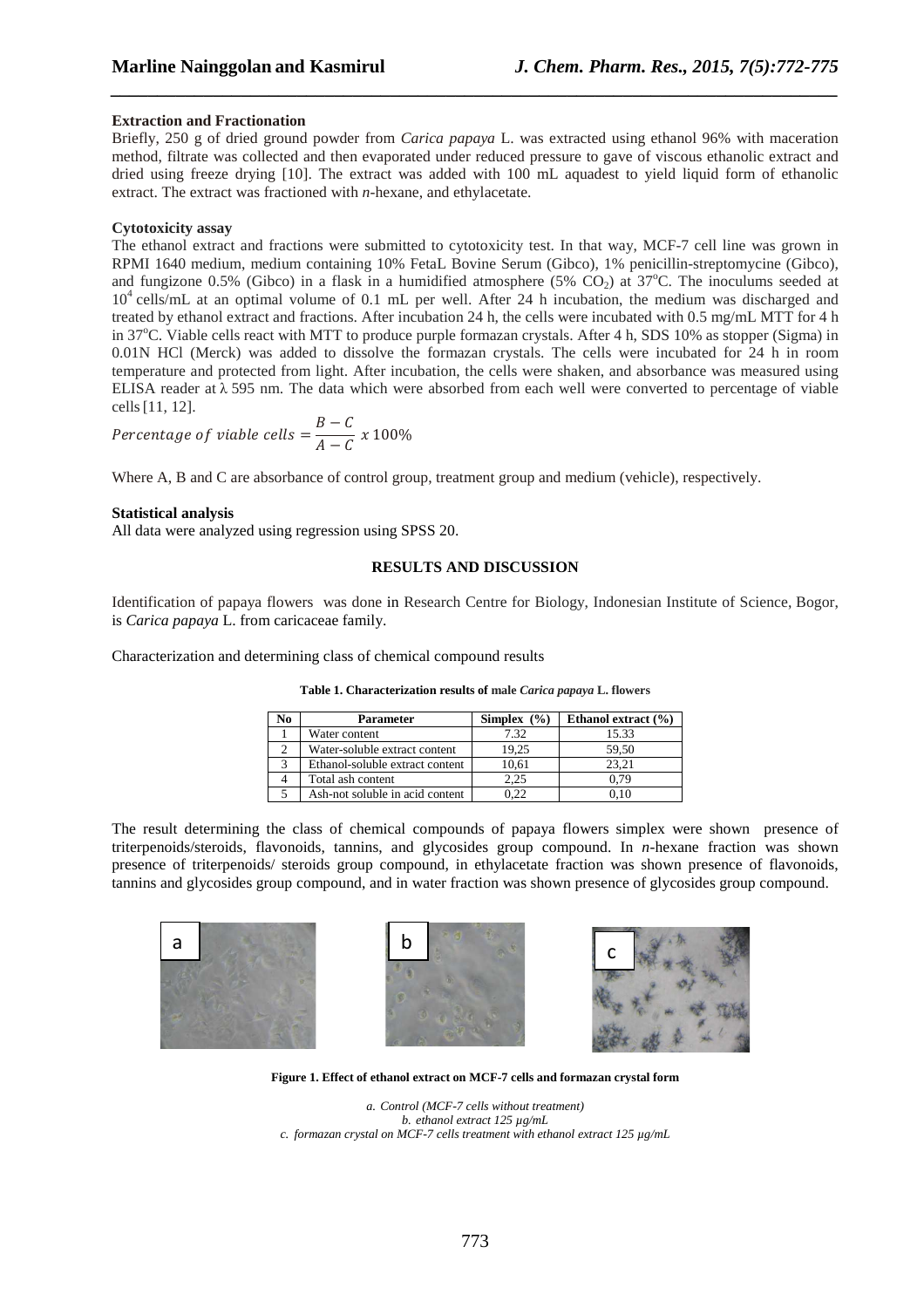**Extraction and Fractionation**

Briefly, 250 g of dried ground powder from *Carica papaya* L. was extracted using ethanol 96% with maceration method, filtrate was collected and then evaporated under reduced pressure to gave of viscous ethanolic extract and dried using freeze drying [10]. The extract was added with 100 mL aquadest to yield liquid form of ethanolic extract. The extract was fractioned with *n*-hexane, and ethylacetate.

**Cytotoxicity assay**

The ethanol extract and fractions were submitted to cytotoxicity test. In that way, MCF-7 cell line was grown in RPMI 1640 medium, medium containing 10% FetaL Bovine Serum (Gibco), 1% penicillin-streptomycine (Gibco), and fungizone 0.5% (Gibco) in a flask in a humidified atmosphere (5% $CO_2$) at 37°C. The inoculums seeded at $10^4$ cells/mL at an optimal volume of 0.1 mL per well. After 24 h incubation, the medium was discharged and treated by ethanol extract and fractions. After incubation 24 h, the cells were incubated with 0.5 mg/mL MTT for 4 h in 37°C. Viable cells react with MTT to produce purple formazan crystals. After 4 h, SDS 10% as stopper (Sigma) in 0.01N HCl (Merck) was added to dissolve the formazan crystals. The cells were incubated for 24 h in room temperature and protected from light. After incubation, the cells were shaken, and absorbance was measured using ELISA reader at λ 595 nm. The data which were absorbed from each well were converted to percentage of viable cells [11, 12].

$$Percentage\ of\ viable\ cells = \frac{B - C}{A - C}\ x\ 100\%$$

Where A, B and C are absorbance of control group, treatment group and medium (vehicle), respectively.

**Statistical analysis**

All data were analyzed using regression using SPSS 20.

## RESULTS AND DISCUSSION

Identification of papaya flowers was done in Research Centre for Biology, Indonesian Institute of Science, Bogor, is *Carica papaya* L. from caricaceae family.

Characterization and determining class of chemical compound results

**Table 1. Characterization results of male *Carica papaya* L. flowers**

| No | Parameter | Simplex (%) | Ethanol extract (%) |
|---|---|---|---|
| 1 | Water content | 7.32 | 15.33 |
| 2 | Water-soluble extract content | 19,25 | 59,50 |
| 3 | Ethanol-soluble extract content | 10,61 | 23,21 |
| 4 | Total ash content | 2,25 | 0,79 |
| 5 | Ash-not soluble in acid content | 0,22 | 0,10 |

The result determining the class of chemical compounds of papaya flowers simplex were shown presence of triterpenoids/steroids, flavonoids, tannins, and glycosides group compound. In *n*-hexane fraction was shown presence of triterpenoids/ steroids group compound, in ethylacetate fraction was shown presence of flavonoids, tannins and glycosides group compound, and in water fraction was shown presence of glycosides group compound.

**Figure 1. Effect of ethanol extract on MCF-7 cells and formazan crystal form**

*a. Control (MCF-7 cells without treatment)*
*b. ethanol extract 125 µg/mL*
*c. formazan crystal on MCF-7 cells treatment with ethanol extract 125 µg/mL*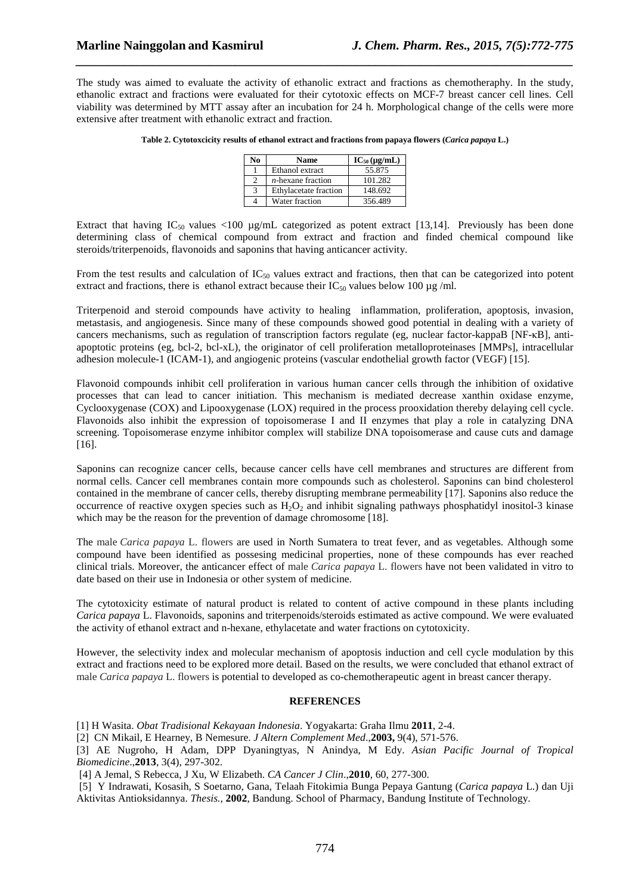The study was aimed to evaluate the activity of ethanolic extract and fractions as chemotheraphy. In the study, ethanolic extract and fractions were evaluated for their cytotoxic effects on MCF-7 breast cancer cell lines. Cell viability was determined by MTT assay after an incubation for 24 h. Morphological change of the cells were more extensive after treatment with ethanolic extract and fraction.

**Table 2. Cytotoxcicity results of ethanol extract and fractions from papaya flowers (*Carica papaya* L.)**

| No | Name | $IC_{50}$ (µg/mL) |
|---|---|---|
| 1 | Ethanol extract | 55.875 |
| 2 | *n*-hexane fraction | 101.282 |
| 3 | Ethylacetate fraction | 148.692 |
| 4 | Water fraction | 356.489 |

Extract that having $IC_{50}$ values <100 µg/mL categorized as potent extract [13,14]. Previously has been done determining class of chemical compound from extract and fraction and finded chemical compound like steroids/triterpenoids, flavonoids and saponins that having anticancer activity.

From the test results and calculation of $IC_{50}$ values extract and fractions, then that can be categorized into potent extract and fractions, there is ethanol extract because their $IC_{50}$ values below 100 µg /ml.

Triterpenoid and steroid compounds have activity to healing inflammation, proliferation, apoptosis, invasion, metastasis, and angiogenesis. Since many of these compounds showed good potential in dealing with a variety of cancers mechanisms, such as regulation of transcription factors regulate (eg, nuclear factor-kappaB [NF-κB], anti-apoptotic proteins (eg, bcl-2, bcl-xL), the originator of cell proliferation metalloproteinases [MMPs], intracellular adhesion molecule-1 (ICAM-1), and angiogenic proteins (vascular endothelial growth factor (VEGF) [15].

Flavonoid compounds inhibit cell proliferation in various human cancer cells through the inhibition of oxidative processes that can lead to cancer initiation. This mechanism is mediated decrease xanthin oxidase enzyme, Cyclooxygenase (COX) and Lipooxygenase (LOX) required in the process prooxidation thereby delaying cell cycle. Flavonoids also inhibit the expression of topoisomerase I and II enzymes that play a role in catalyzing DNA screening. Topoisomerase enzyme inhibitor complex will stabilize DNA topoisomerase and cause cuts and damage [16].

Saponins can recognize cancer cells, because cancer cells have cell membranes and structures are different from normal cells. Cancer cell membranes contain more compounds such as cholesterol. Saponins can bind cholesterol contained in the membrane of cancer cells, thereby disrupting membrane permeability [17]. Saponins also reduce the occurrence of reactive oxygen species such as $H_2O_2$ and inhibit signaling pathways phosphatidyl inositol-3 kinase which may be the reason for the prevention of damage chromosome [18].

The male *Carica papaya* L. flowers are used in North Sumatera to treat fever, and as vegetables. Although some compound have been identified as possesing medicinal properties, none of these compounds has ever reached clinical trials. Moreover, the anticancer effect of male *Carica papaya* L. flowers have not been validated in vitro to date based on their use in Indonesia or other system of medicine.

The cytotoxicity estimate of natural product is related to content of active compound in these plants including *Carica papaya* L. Flavonoids, saponins and triterpenoids/steroids estimated as active compound. We were evaluated the activity of ethanol extract and n-hexane, ethylacetate and water fractions on cytotoxicity.

However, the selectivity index and molecular mechanism of apoptosis induction and cell cycle modulation by this extract and fractions need to be explored more detail. Based on the results, we were concluded that ethanol extract of male *Carica papaya* L. flowers is potential to developed as co-chemotherapeutic agent in breast cancer therapy.

## REFERENCES

[1] H Wasita. *Obat Tradisional Kekayaan Indonesia*. Yogyakarta: Graha Ilmu **2011**, 2-4.

[2] CN Mikail, E Hearney, B Nemesure. *J Altern Complement Med*.,**2003,** 9(4), 571-576.

[3] AE Nugroho, H Adam, DPP Dyaningtyas, N Anindya, M Edy. *Asian Pacific Journal of Tropical Biomedicine*.,**2013**, 3(4), 297-302.

[4] A Jemal, S Rebecca, J Xu, W Elizabeth. *CA Cancer J Clin*.,**2010**, 60, 277-300.

[5] Y Indrawati, Kosasih, S Soetarno, Gana, Telaah Fitokimia Bunga Pepaya Gantung (*Carica papaya* L.) dan Uji Aktivitas Antioksidannya. *Thesis.,* **2002**, Bandung. School of Pharmacy, Bandung Institute of Technology.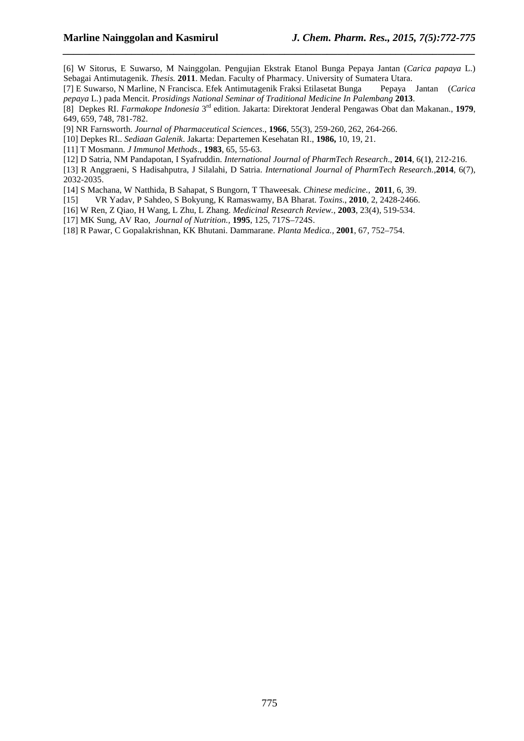[6] W Sitorus, E Suwarso, M Nainggolan. Pengujian Ekstrak Etanol Bunga Pepaya Jantan (*Carica papaya* L.) Sebagai Antimutagenik. *Thesis.* **2011**. Medan. Faculty of Pharmacy. University of Sumatera Utara.

[7] E Suwarso, N Marline, N Francisca. Efek Antimutagenik Fraksi Etilasetat Bunga Pepaya Jantan (*Carica pepaya* L.) pada Mencit. *Prosidings National Seminar of Traditional Medicine In Palembang* **2013**.

[8] Depkes RI. *Farmakope Indonesia* 3rd edition. Jakarta: Direktorat Jenderal Pengawas Obat dan Makanan., **1979**, 649, 659, 748, 781-782.

[9] NR Farnsworth. *Journal of Pharmaceutical Sciences*., **1966**, 55(3), 259-260, 262, 264-266.

[10] Depkes RI.. *Sediaan Galenik*. Jakarta: Departemen Kesehatan RI., **1986,** 10, 19, 21.

[11] T Mosmann. *J Immunol Methods*., **1983**, 65, 55-63.

[12] D Satria, NM Pandapotan, I Syafruddin. *International Journal of PharmTech Research*., **2014**, 6(1**)**, 212-216.

[13] R Anggraeni, S Hadisahputra, J Silalahi, D Satria. *International Journal of PharmTech Research.,***2014**, 6(7), 2032-2035.

[14] S Machana, W Natthida, B Sahapat, S Bungorn, T Thaweesak. *Chinese medicine.,* **2011**, 6, 39.

[15] VR Yadav, P Sahdeo, S Bokyung, K Ramaswamy, BA Bharat. *Toxins*., **2010**, 2, 2428-2466.

[16] W Ren, Z Qiao, H Wang, L Zhu, L Zhang. *Medicinal Research Review.,* **2003**, 23(4), 519-534.

[17] MK Sung, AV Rao, *Journal of Nutrition.,* **1995**, 125, 717S–724S.

[18] R Pawar, C Gopalakrishnan, KK Bhutani. Dammarane. *Planta Medica.,* **2001**, 67, 752–754.